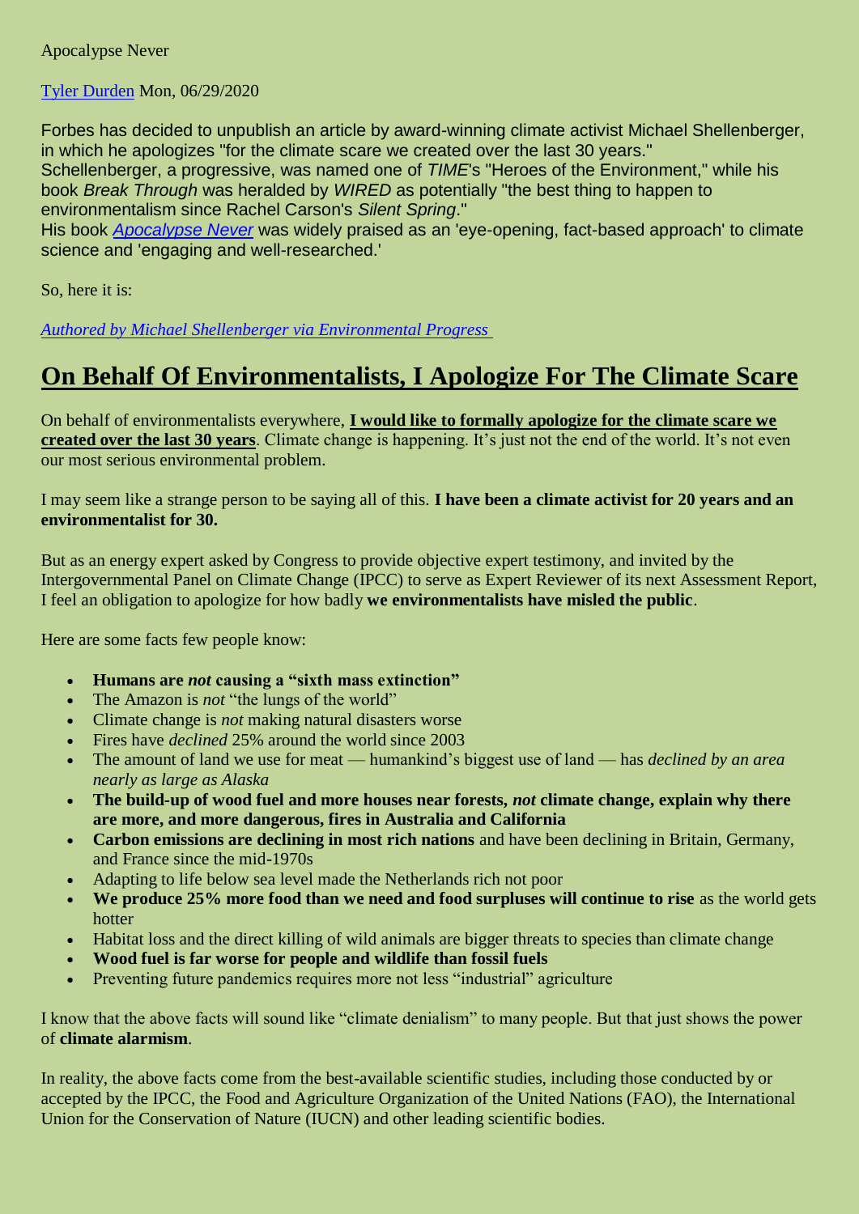Apocalypse Never

[Tyler Durden](Tyler Durden) Mon, 06/29/2020

Forbes has decided to unpublish an article by award-winning climate activist Michael Shellenberger, in which he apologizes "for the climate scare we created over the last 30 years."
Schellenberger, a progressive, was named one of *TIME*'s "Heroes of the Environment," while his book *Break Through* was heralded by *WIRED* as potentially "the best thing to happen to environmentalism since Rachel Carson's *Silent Spring*."
His book *Apocalypse Never* was widely praised as an 'eye-opening, fact-based approach' to climate science and 'engaging and well-researched.'

So, here it is:

*Authored by Michael Shellenberger via Environmental Progress*

## On Behalf Of Environmentalists, I Apologize For The Climate Scare

On behalf of environmentalists everywhere, **I would like to formally apologize for the climate scare we created over the last 30 years**. Climate change is happening. It's just not the end of the world. It's not even our most serious environmental problem.

I may seem like a strange person to be saying all of this. **I have been a climate activist for 20 years and an environmentalist for 30.**

But as an energy expert asked by Congress to provide objective expert testimony, and invited by the Intergovernmental Panel on Climate Change (IPCC) to serve as Expert Reviewer of its next Assessment Report, I feel an obligation to apologize for how badly **we environmentalists have misled the public**.

Here are some facts few people know:

- **Humans are *not* causing a "sixth mass extinction"**
- The Amazon is *not* "the lungs of the world"
- Climate change is *not* making natural disasters worse
- Fires have *declined* 25% around the world since 2003
- The amount of land we use for meat — humankind's biggest use of land — has *declined by an area nearly as large as Alaska*
- **The build-up of wood fuel and more houses near forests, *not* climate change, explain why there are more, and more dangerous, fires in Australia and California**
- **Carbon emissions are declining in most rich nations** and have been declining in Britain, Germany, and France since the mid-1970s
- Adapting to life below sea level made the Netherlands rich not poor
- **We produce 25% more food than we need and food surpluses will continue to rise** as the world gets hotter
- Habitat loss and the direct killing of wild animals are bigger threats to species than climate change
- **Wood fuel is far worse for people and wildlife than fossil fuels**
- Preventing future pandemics requires more not less "industrial" agriculture

I know that the above facts will sound like "climate denialism" to many people. But that just shows the power of **climate alarmism**.

In reality, the above facts come from the best-available scientific studies, including those conducted by or accepted by the IPCC, the Food and Agriculture Organization of the United Nations (FAO), the International Union for the Conservation of Nature (IUCN) and other leading scientific bodies.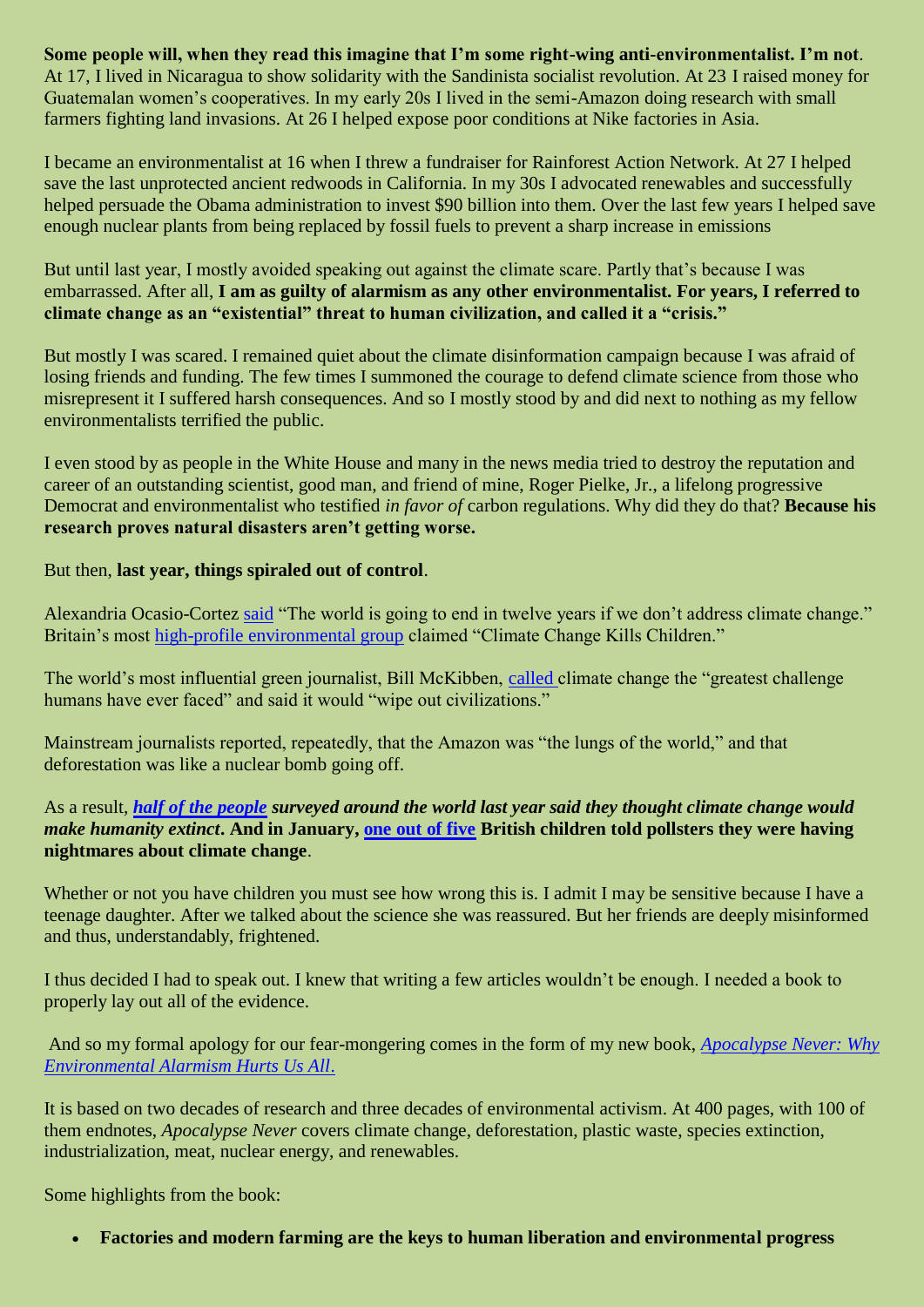**Some people will, when they read this imagine that I'm some right-wing anti-environmentalist. I'm not**. At 17, I lived in Nicaragua to show solidarity with the Sandinista socialist revolution. At 23 I raised money for Guatemalan women's cooperatives. In my early 20s I lived in the semi-Amazon doing research with small farmers fighting land invasions. At 26 I helped expose poor conditions at Nike factories in Asia.

I became an environmentalist at 16 when I threw a fundraiser for Rainforest Action Network. At 27 I helped save the last unprotected ancient redwoods in California. In my 30s I advocated renewables and successfully helped persuade the Obama administration to invest $90 billion into them. Over the last few years I helped save enough nuclear plants from being replaced by fossil fuels to prevent a sharp increase in emissions

But until last year, I mostly avoided speaking out against the climate scare. Partly that's because I was embarrassed. After all, **I am as guilty of alarmism as any other environmentalist. For years, I referred to climate change as an "existential" threat to human civilization, and called it a "crisis."**

But mostly I was scared. I remained quiet about the climate disinformation campaign because I was afraid of losing friends and funding. The few times I summoned the courage to defend climate science from those who misrepresent it I suffered harsh consequences. And so I mostly stood by and did next to nothing as my fellow environmentalists terrified the public.

I even stood by as people in the White House and many in the news media tried to destroy the reputation and career of an outstanding scientist, good man, and friend of mine, Roger Pielke, Jr., a lifelong progressive Democrat and environmentalist who testified *in favor of* carbon regulations. Why did they do that? **Because his research proves natural disasters aren't getting worse.**

But then, **last year, things spiraled out of control**.

Alexandria Ocasio-Cortez said "The world is going to end in twelve years if we don't address climate change." Britain's most high-profile environmental group claimed "Climate Change Kills Children."

The world's most influential green journalist, Bill McKibben, called climate change the "greatest challenge humans have ever faced" and said it would "wipe out civilizations."

Mainstream journalists reported, repeatedly, that the Amazon was "the lungs of the world," and that deforestation was like a nuclear bomb going off.

As a result, ***half of the people surveyed around the world last year said they thought climate change would make humanity extinct*. And in January, one out of five British children told pollsters they were having nightmares about climate change**.

Whether or not you have children you must see how wrong this is. I admit I may be sensitive because I have a teenage daughter. After we talked about the science she was reassured. But her friends are deeply misinformed and thus, understandably, frightened.

I thus decided I had to speak out. I knew that writing a few articles wouldn't be enough. I needed a book to properly lay out all of the evidence.

And so my formal apology for our fear-mongering comes in the form of my new book, *Apocalypse Never: Why Environmental Alarmism Hurts Us All.*

It is based on two decades of research and three decades of environmental activism. At 400 pages, with 100 of them endnotes, *Apocalypse Never* covers climate change, deforestation, plastic waste, species extinction, industrialization, meat, nuclear energy, and renewables.

Some highlights from the book:

- **Factories and modern farming are the keys to human liberation and environmental progress**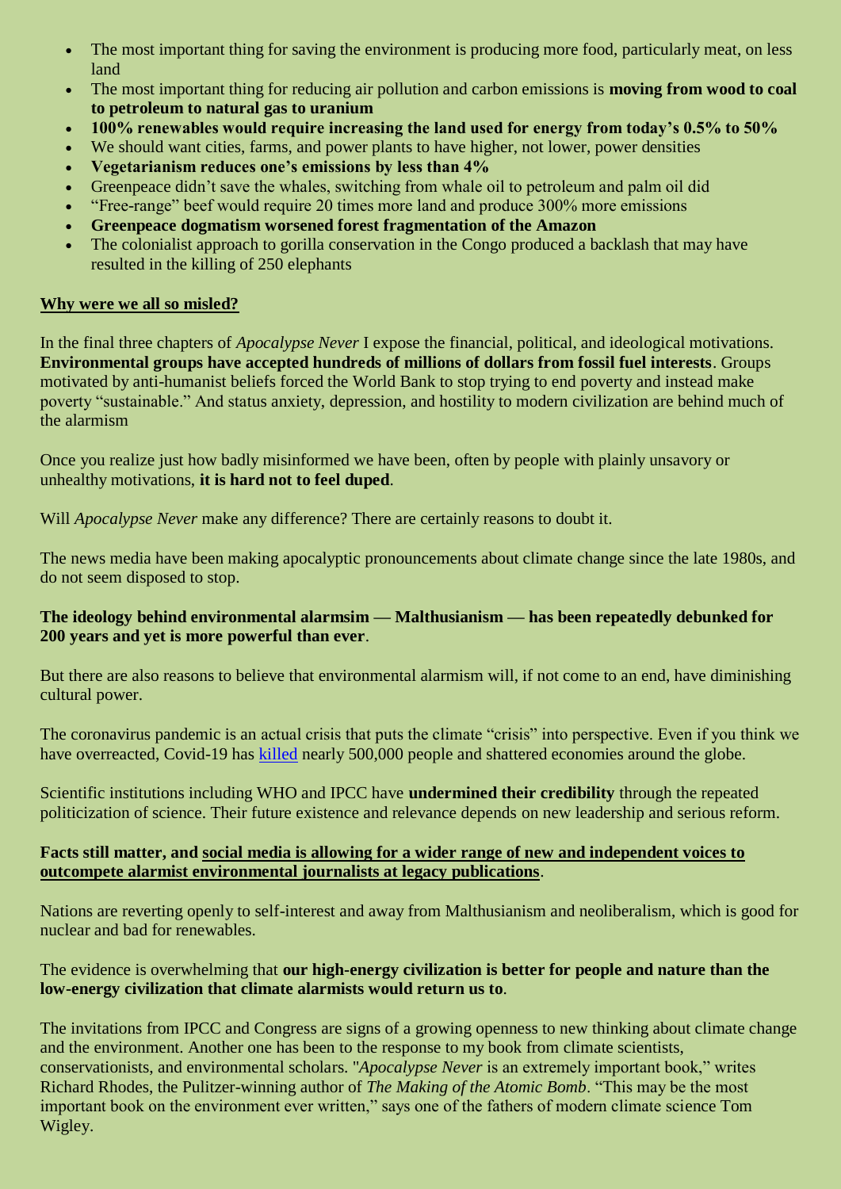- The most important thing for saving the environment is producing more food, particularly meat, on less land
- The most important thing for reducing air pollution and carbon emissions is **moving from wood to coal to petroleum to natural gas to uranium**
- **100% renewables would require increasing the land used for energy from today's 0.5% to 50%**
- We should want cities, farms, and power plants to have higher, not lower, power densities
- **Vegetarianism reduces one's emissions by less than 4%**
- Greenpeace didn't save the whales, switching from whale oil to petroleum and palm oil did
- "Free-range" beef would require 20 times more land and produce 300% more emissions
- **Greenpeace dogmatism worsened forest fragmentation of the Amazon**
- The colonialist approach to gorilla conservation in the Congo produced a backlash that may have resulted in the killing of 250 elephants

**Why were we all so misled?**

In the final three chapters of *Apocalypse Never* I expose the financial, political, and ideological motivations. **Environmental groups have accepted hundreds of millions of dollars from fossil fuel interests**. Groups motivated by anti-humanist beliefs forced the World Bank to stop trying to end poverty and instead make poverty "sustainable." And status anxiety, depression, and hostility to modern civilization are behind much of the alarmism

Once you realize just how badly misinformed we have been, often by people with plainly unsavory or unhealthy motivations, **it is hard not to feel duped**.

Will *Apocalypse Never* make any difference? There are certainly reasons to doubt it.

The news media have been making apocalyptic pronouncements about climate change since the late 1980s, and do not seem disposed to stop.

**The ideology behind environmental alarmsim — Malthusianism — has been repeatedly debunked for 200 years and yet is more powerful than ever**.

But there are also reasons to believe that environmental alarmism will, if not come to an end, have diminishing cultural power.

The coronavirus pandemic is an actual crisis that puts the climate "crisis" into perspective. Even if you think we have overreacted, Covid-19 has killed nearly 500,000 people and shattered economies around the globe.

Scientific institutions including WHO and IPCC have **undermined their credibility** through the repeated politicization of science. Their future existence and relevance depends on new leadership and serious reform.

**Facts still matter, and social media is allowing for a wider range of new and independent voices to outcompete alarmist environmental journalists at legacy publications**.

Nations are reverting openly to self-interest and away from Malthusianism and neoliberalism, which is good for nuclear and bad for renewables.

The evidence is overwhelming that **our high-energy civilization is better for people and nature than the low-energy civilization that climate alarmists would return us to**.

The invitations from IPCC and Congress are signs of a growing openness to new thinking about climate change and the environment. Another one has been to the response to my book from climate scientists, conservationists, and environmental scholars. "*Apocalypse Never* is an extremely important book," writes Richard Rhodes, the Pulitzer-winning author of *The Making of the Atomic Bomb*. "This may be the most important book on the environment ever written," says one of the fathers of modern climate science Tom Wigley.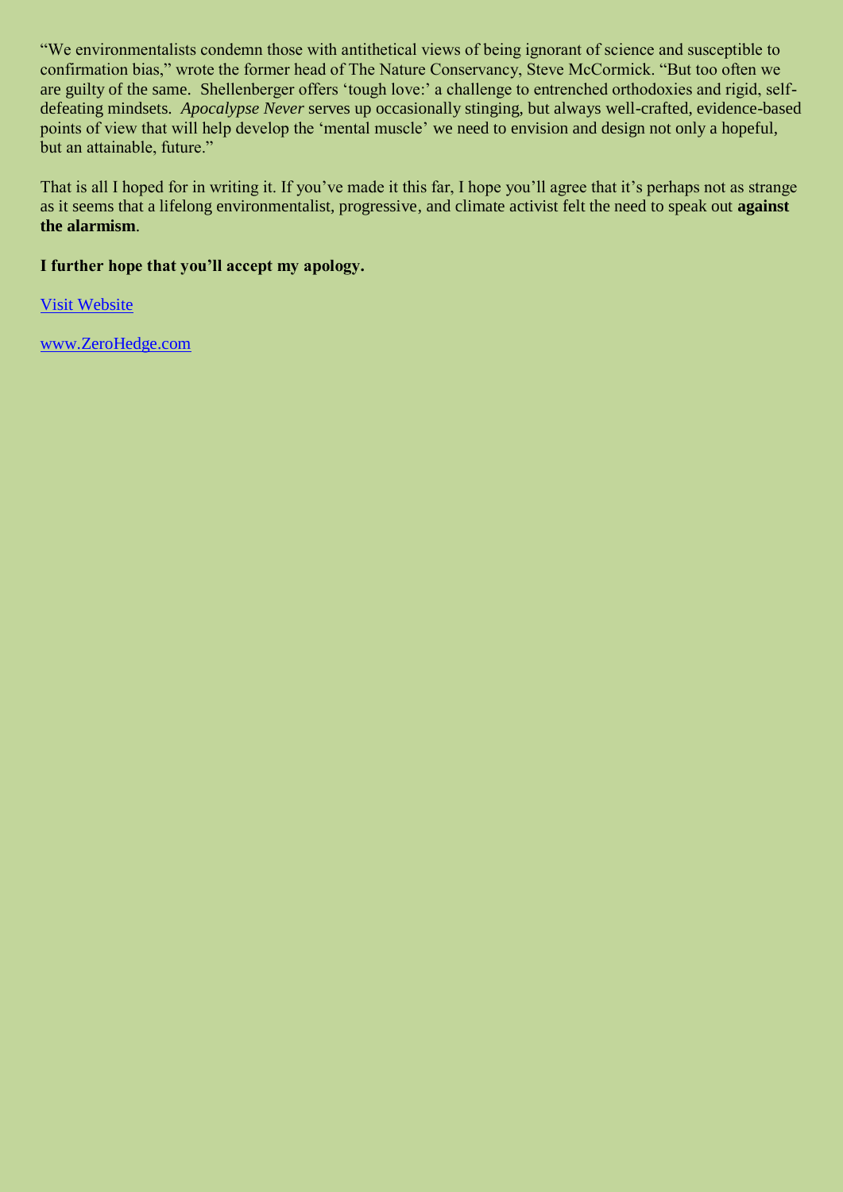"We environmentalists condemn those with antithetical views of being ignorant of science and susceptible to confirmation bias," wrote the former head of The Nature Conservancy, Steve McCormick. "But too often we are guilty of the same. Shellenberger offers 'tough love:' a challenge to entrenched orthodoxies and rigid, self-defeating mindsets. *Apocalypse Never* serves up occasionally stinging, but always well-crafted, evidence-based points of view that will help develop the 'mental muscle' we need to envision and design not only a hopeful, but an attainable, future."

That is all I hoped for in writing it. If you've made it this far, I hope you'll agree that it's perhaps not as strange as it seems that a lifelong environmentalist, progressive, and climate activist felt the need to speak out **against the alarmism**.

**I further hope that you'll accept my apology.**

[Visit Website]

[www.ZeroHedge.com]